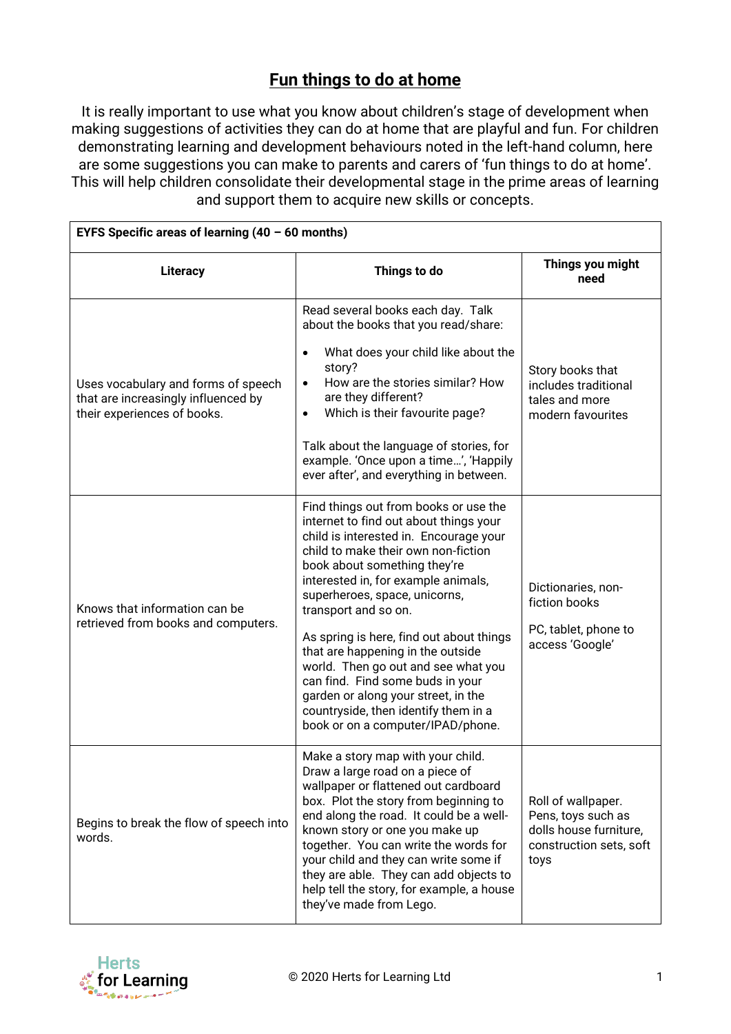# Fun things to do at home

It is really important to use what you know about children's stage of development when making suggestions of activities they can do at home that are playful and fun. For children demonstrating learning and development behaviours noted in the left-hand column, here are some suggestions you can make to parents and carers of 'fun things to do at home'. This will help children consolidate their developmental stage in the prime areas of learning and support them to acquire new skills or concepts.

| **EYFS Specific areas of learning (40 – 60 months)** | | |
|---|---|---|
| **Literacy** | **Things to do** | **Things you might need** |
| Uses vocabulary and forms of speech that are increasingly influenced by their experiences of books. | Read several books each day. Talk about the books that you read/share:<br>• What does your child like about the story?<br>• How are the stories similar? How are they different?<br>• Which is their favourite page?<br><br>Talk about the language of stories, for example. 'Once upon a time…', 'Happily ever after', and everything in between. | Story books that includes traditional tales and more modern favourites |
| Knows that information can be retrieved from books and computers. | Find things out from books or use the internet to find out about things your child is interested in. Encourage your child to make their own non-fiction book about something they're interested in, for example animals, superheroes, space, unicorns, transport and so on.<br><br>As spring is here, find out about things that are happening in the outside world. Then go out and see what you can find. Find some buds in your garden or along your street, in the countryside, then identify them in a book or on a computer/IPAD/phone. | Dictionaries, non-fiction books<br><br>PC, tablet, phone to access 'Google' |
| Begins to break the flow of speech into words. | Make a story map with your child. Draw a large road on a piece of wallpaper or flattened out cardboard box. Plot the story from beginning to end along the road. It could be a well-known story or one you make up together. You can write the words for your child and they can write some if they are able. They can add objects to help tell the story, for example, a house they've made from Lego. | Roll of wallpaper. Pens, toys such as dolls house furniture, construction sets, soft toys |

© 2020 Herts for Learning Ltd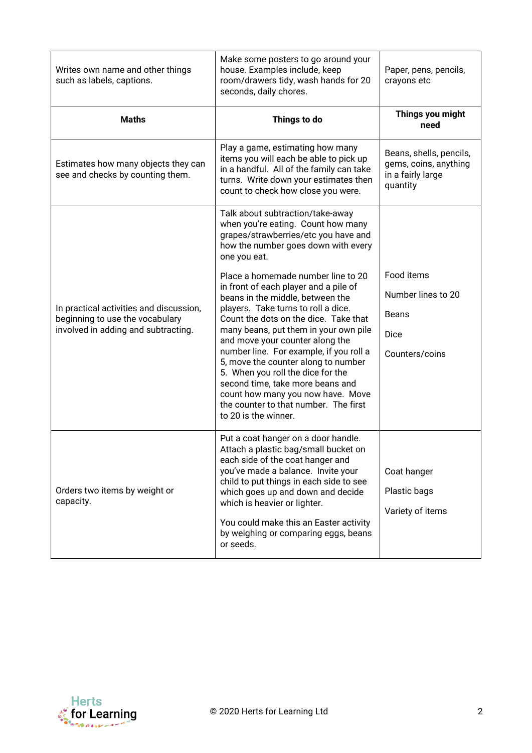| | | |
|---|---|---|
| Writes own name and other things such as labels, captions. | Make some posters to go around your house. Examples include, keep room/drawers tidy, wash hands for 20 seconds, daily chores. | Paper, pens, pencils, crayons etc |
| **Maths** | **Things to do** | **Things you might need** |
| Estimates how many objects they can see and checks by counting them. | Play a game, estimating how many items you will each be able to pick up in a handful. All of the family can take turns. Write down your estimates then count to check how close you were. | Beans, shells, pencils, gems, coins, anything in a fairly large quantity |
| In practical activities and discussion, beginning to use the vocabulary involved in adding and subtracting. | Talk about subtraction/take-away when you're eating. Count how many grapes/strawberries/etc you have and how the number goes down with every one you eat.<br><br>Place a homemade number line to 20 in front of each player and a pile of beans in the middle, between the players. Take turns to roll a dice. Count the dots on the dice. Take that many beans, put them in your own pile and move your counter along the number line. For example, if you roll a 5, move the counter along to number 5. When you roll the dice for the second time, take more beans and count how many you now have. Move the counter to that number. The first to 20 is the winner. | Food items<br><br>Number lines to 20<br><br>Beans<br><br>Dice<br><br>Counters/coins |
| Orders two items by weight or capacity. | Put a coat hanger on a door handle. Attach a plastic bag/small bucket on each side of the coat hanger and you've made a balance. Invite your child to put things in each side to see which goes up and down and decide which is heavier or lighter.<br><br>You could make this an Easter activity by weighing or comparing eggs, beans or seeds. | Coat hanger<br><br>Plastic bags<br><br>Variety of items |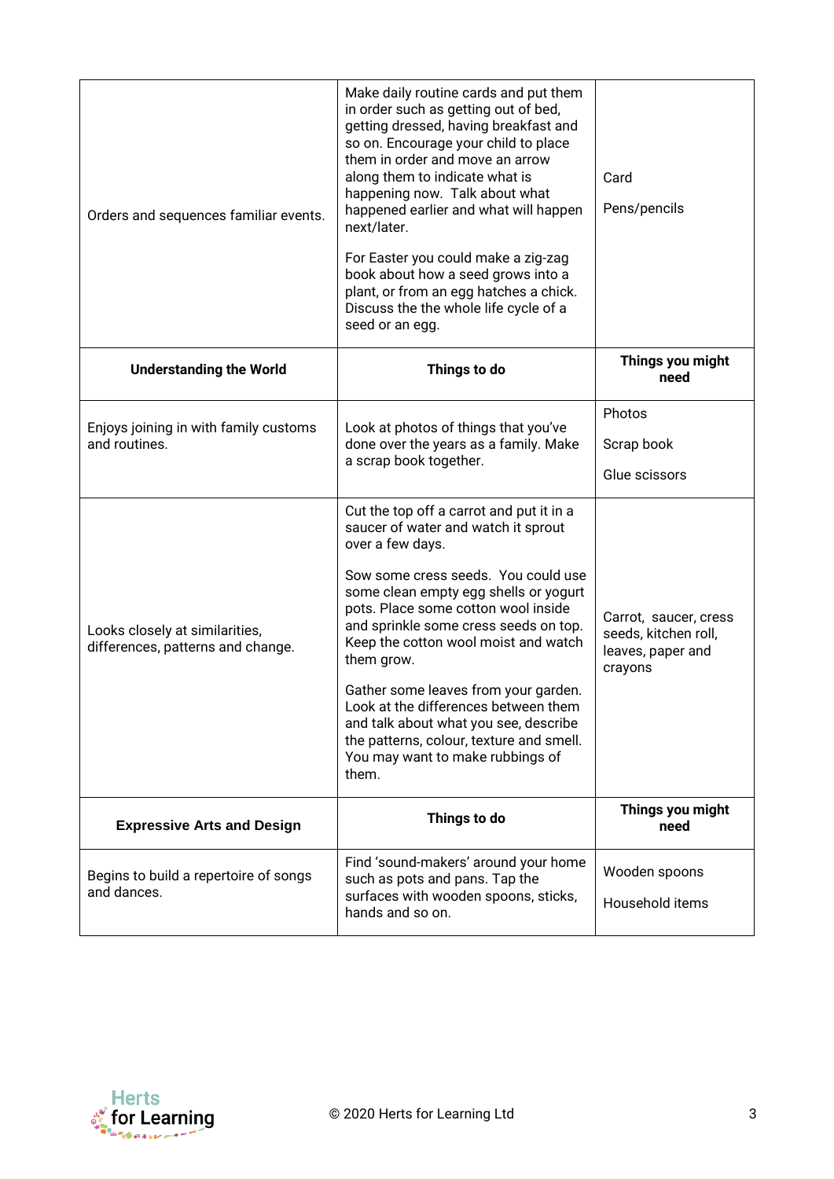| | | |
|---|---|---|
| Orders and sequences familiar events. | Make daily routine cards and put them in order such as getting out of bed, getting dressed, having breakfast and so on. Encourage your child to place them in order and move an arrow along them to indicate what is happening now. Talk about what happened earlier and what will happen next/later.<br><br>For Easter you could make a zig-zag book about how a seed grows into a plant, or from an egg hatches a chick. Discuss the the whole life cycle of a seed or an egg. | Card<br><br>Pens/pencils |
| **Understanding the World** | **Things to do** | **Things you might need** |
| Enjoys joining in with family customs and routines. | Look at photos of things that you've done over the years as a family. Make a scrap book together. | Photos<br><br>Scrap book<br><br>Glue scissors |
| Looks closely at similarities, differences, patterns and change. | Cut the top off a carrot and put it in a saucer of water and watch it sprout over a few days.<br><br>Sow some cress seeds. You could use some clean empty egg shells or yogurt pots. Place some cotton wool inside and sprinkle some cress seeds on top. Keep the cotton wool moist and watch them grow.<br><br>Gather some leaves from your garden. Look at the differences between them and talk about what you see, describe the patterns, colour, texture and smell. You may want to make rubbings of them. | Carrot, saucer, cress seeds, kitchen roll, leaves, paper and crayons |
| **Expressive Arts and Design** | **Things to do** | **Things you might need** |
| Begins to build a repertoire of songs and dances. | Find 'sound-makers' around your home such as pots and pans. Tap the surfaces with wooden spoons, sticks, hands and so on. | Wooden spoons<br><br>Household items |

© 2020 Herts for Learning Ltd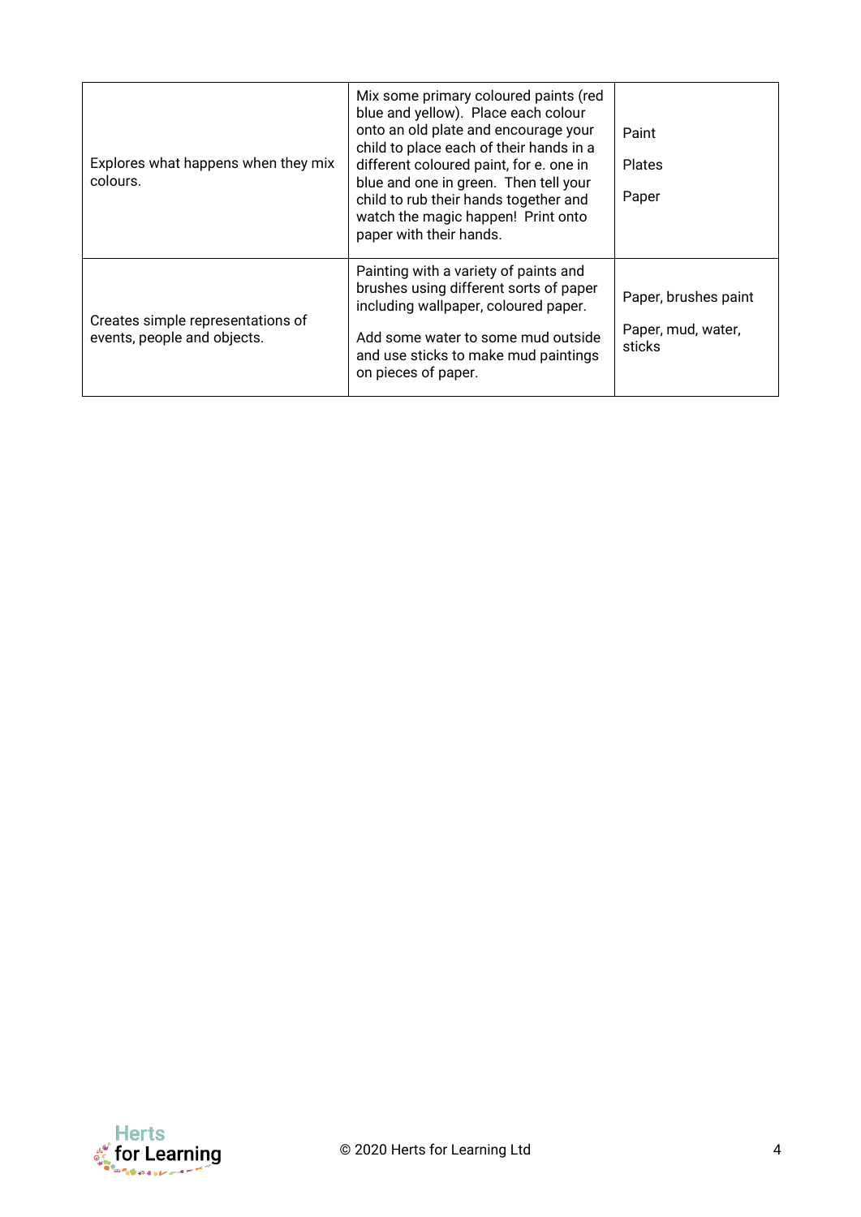| | | |
|---|---|---|
| Explores what happens when they mix colours. | Mix some primary coloured paints (red blue and yellow). Place each colour onto an old plate and encourage your child to place each of their hands in a different coloured paint, for e. one in blue and one in green. Then tell your child to rub their hands together and watch the magic happen! Print onto paper with their hands. | Paint<br><br>Plates<br><br>Paper |
| Creates simple representations of events, people and objects. | Painting with a variety of paints and brushes using different sorts of paper including wallpaper, coloured paper.<br><br>Add some water to some mud outside and use sticks to make mud paintings on pieces of paper. | Paper, brushes paint<br><br>Paper, mud, water, sticks |

© 2020 Herts for Learning Ltd